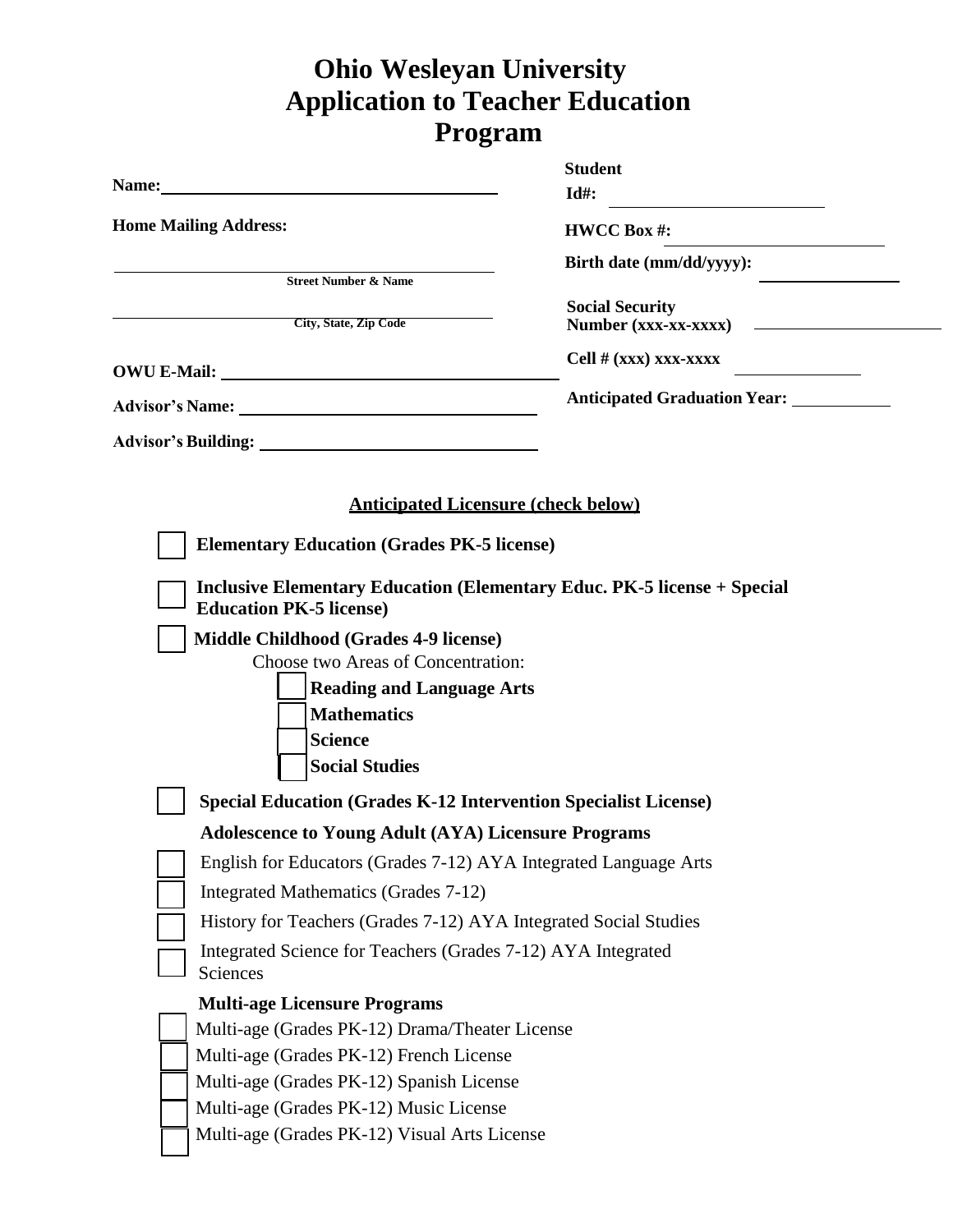# Ohio Wesleyan University Application to Teacher Education Program

**Name:** ____________________________________

**Student Id#:** ____________________

**Home Mailing Address:**

**HWCC Box #:** ____________________

____________________________________
**Street Number & Name**

**Birth date (mm/dd/yyyy):** ____________________

____________________________________
**City, State, Zip Code**

**Social Security Number (xxx-xx-xxxx)** ____________________

**Cell # (xxx) xxx-xxxx** ____________________

**OWU E-Mail:** ____________________________________

**Anticipated Graduation Year:** ____________

**Advisor's Name:** ____________________________________

**Advisor's Building:** ____________________________________

## Anticipated Licensure (check below)

- [ ] **Elementary Education (Grades PK-5 license)**
- [ ] **Inclusive Elementary Education (Elementary Educ. PK-5 license + Special Education PK-5 license)**
- [ ] **Middle Childhood (Grades 4-9 license)**

  Choose two Areas of Concentration:
  - [ ] **Reading and Language Arts**
  - [ ] **Mathematics**
  - [ ] **Science**
  - [ ] **Social Studies**
- [ ] **Special Education (Grades K-12 Intervention Specialist License)**

**Adolescence to Young Adult (AYA) Licensure Programs**

- [ ] English for Educators (Grades 7-12) AYA Integrated Language Arts
- [ ] Integrated Mathematics (Grades 7-12)
- [ ] History for Teachers (Grades 7-12) AYA Integrated Social Studies
- [ ] Integrated Science for Teachers (Grades 7-12) AYA Integrated Sciences

**Multi-age Licensure Programs**

- [ ] Multi-age (Grades PK-12) Drama/Theater License
- [ ] Multi-age (Grades PK-12) French License
- [ ] Multi-age (Grades PK-12) Spanish License
- [ ] Multi-age (Grades PK-12) Music License
- [ ] Multi-age (Grades PK-12) Visual Arts License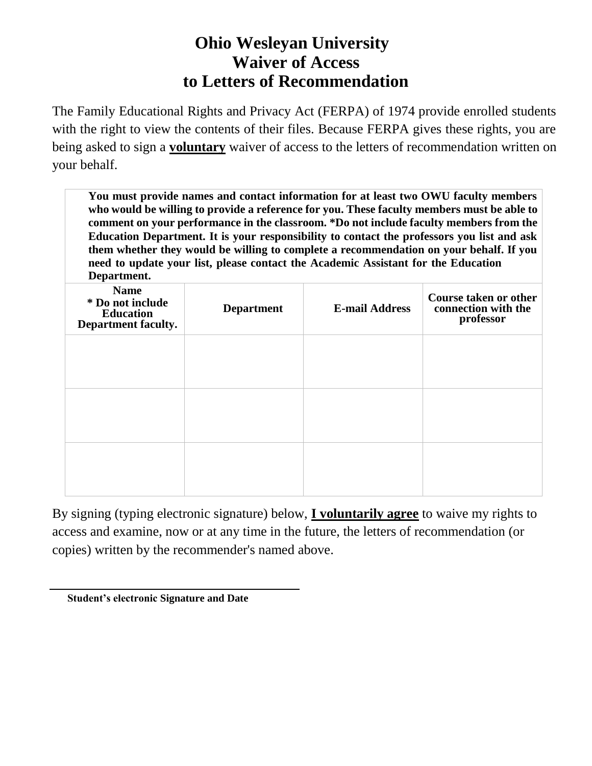# Ohio Wesleyan University
# Waiver of Access
# to Letters of Recommendation

The Family Educational Rights and Privacy Act (FERPA) of 1974 provide enrolled students with the right to view the contents of their files. Because FERPA gives these rights, you are being asked to sign a **voluntary** waiver of access to the letters of recommendation written on your behalf.

**You must provide names and contact information for at least two OWU faculty members who would be willing to provide a reference for you. These faculty members must be able to comment on your performance in the classroom. *Do not include faculty members from the Education Department. It is your responsibility to contact the professors you list and ask them whether they would be willing to complete a recommendation on your behalf. If you need to update your list, please contact the Academic Assistant for the Education Department.**

| Name * Do not include Education Department faculty. | Department | E-mail Address | Course taken or other connection with the professor |
|---|---|---|---|
| | | | |
| | | | |
| | | | |

By signing (typing electronic signature) below, **I voluntarily agree** to waive my rights to access and examine, now or at any time in the future, the letters of recommendation (or copies) written by the recommender's named above.

______________________________________

**Student's electronic Signature and Date**